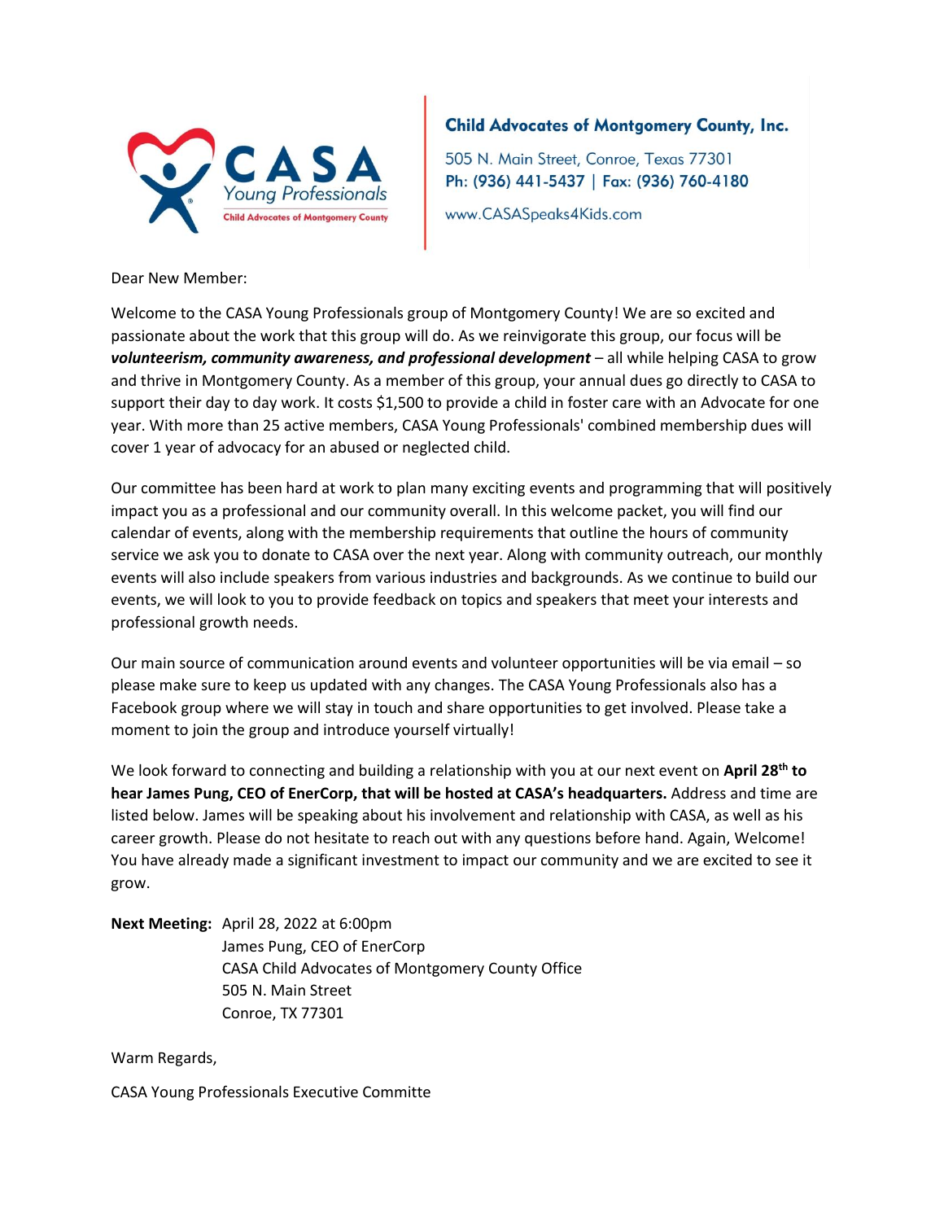CASA Young Professionals
Child Advocates of Montgomery County

**Child Advocates of Montgomery County, Inc.**

505 N. Main Street, Conroe, Texas 77301
**Ph: (936) 441-5437 | Fax: (936) 760-4180**
www.CASASpeaks4Kids.com

Dear New Member:

Welcome to the CASA Young Professionals group of Montgomery County! We are so excited and passionate about the work that this group will do. As we reinvigorate this group, our focus will be ***volunteerism, community awareness, and professional development*** – all while helping CASA to grow and thrive in Montgomery County. As a member of this group, your annual dues go directly to CASA to support their day to day work. It costs $1,500 to provide a child in foster care with an Advocate for one year. With more than 25 active members, CASA Young Professionals' combined membership dues will cover 1 year of advocacy for an abused or neglected child.

Our committee has been hard at work to plan many exciting events and programming that will positively impact you as a professional and our community overall. In this welcome packet, you will find our calendar of events, along with the membership requirements that outline the hours of community service we ask you to donate to CASA over the next year. Along with community outreach, our monthly events will also include speakers from various industries and backgrounds. As we continue to build our events, we will look to you to provide feedback on topics and speakers that meet your interests and professional growth needs.

Our main source of communication around events and volunteer opportunities will be via email – so please make sure to keep us updated with any changes. The CASA Young Professionals also has a Facebook group where we will stay in touch and share opportunities to get involved. Please take a moment to join the group and introduce yourself virtually!

We look forward to connecting and building a relationship with you at our next event on **April 28th to hear James Pung, CEO of EnerCorp, that will be hosted at CASA's headquarters.** Address and time are listed below. James will be speaking about his involvement and relationship with CASA, as well as his career growth. Please do not hesitate to reach out with any questions before hand. Again, Welcome! You have already made a significant investment to impact our community and we are excited to see it grow.

**Next Meeting:** April 28, 2022 at 6:00pm
James Pung, CEO of EnerCorp
CASA Child Advocates of Montgomery County Office
505 N. Main Street
Conroe, TX 77301

Warm Regards,

CASA Young Professionals Executive Committe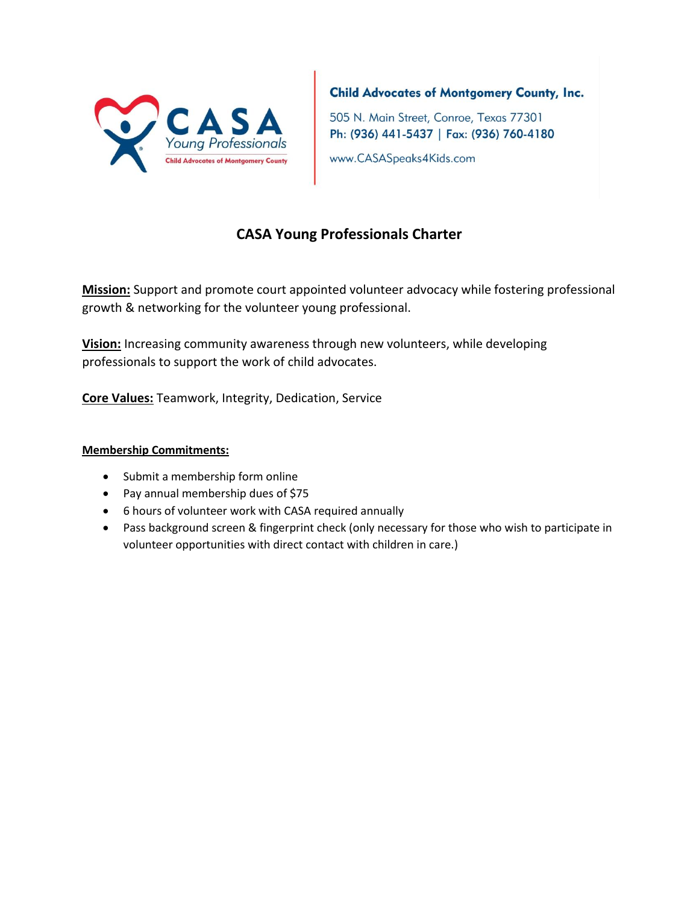CASA Young Professionals
Child Advocates of Montgomery County

**Child Advocates of Montgomery County, Inc.**

505 N. Main Street, Conroe, Texas 77301
**Ph: (936) 441-5437 | Fax: (936) 760-4180**

www.CASASpeaks4Kids.com

# CASA Young Professionals Charter

**Mission:** Support and promote court appointed volunteer advocacy while fostering professional growth & networking for the volunteer young professional.

**Vision:** Increasing community awareness through new volunteers, while developing professionals to support the work of child advocates.

**Core Values:** Teamwork, Integrity, Dedication, Service

**Membership Commitments:**

- Submit a membership form online
- Pay annual membership dues of $75
- 6 hours of volunteer work with CASA required annually
- Pass background screen & fingerprint check (only necessary for those who wish to participate in volunteer opportunities with direct contact with children in care.)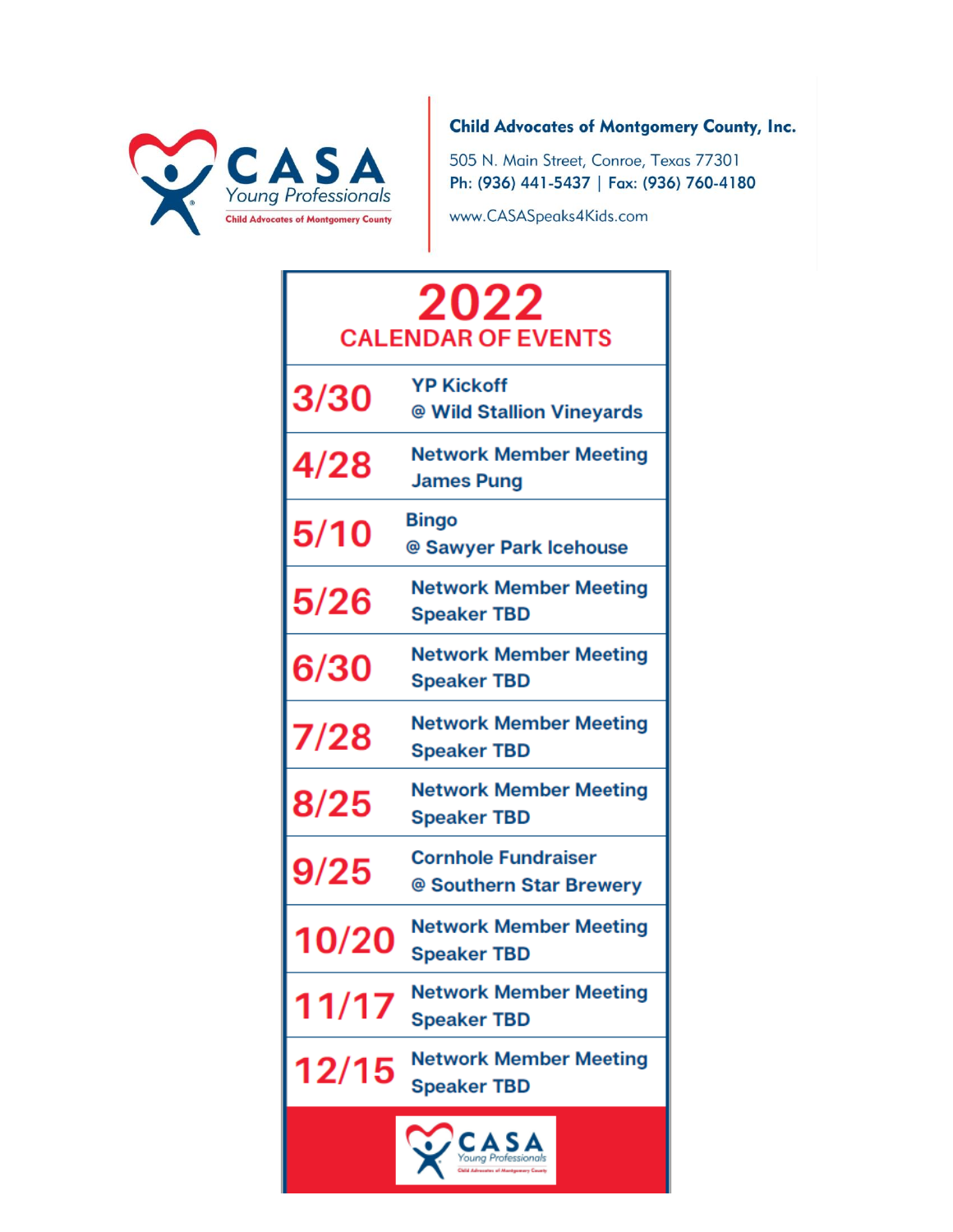CASA Young Professionals
Child Advocates of Montgomery County

**Child Advocates of Montgomery County, Inc.**

505 N. Main Street, Conroe, Texas 77301
Ph: (936) 441-5437 | Fax: (936) 760-4180

www.CASASpeaks4Kids.com

# 2022
## CALENDAR OF EVENTS

| | |
|---|---|
| 3/30 | YP Kickoff<br>@ Wild Stallion Vineyards |
| 4/28 | Network Member Meeting<br>James Pung |
| 5/10 | Bingo<br>@ Sawyer Park Icehouse |
| 5/26 | Network Member Meeting<br>Speaker TBD |
| 6/30 | Network Member Meeting<br>Speaker TBD |
| 7/28 | Network Member Meeting<br>Speaker TBD |
| 8/25 | Network Member Meeting<br>Speaker TBD |
| 9/25 | Cornhole Fundraiser<br>@ Southern Star Brewery |
| 10/20 | Network Member Meeting<br>Speaker TBD |
| 11/17 | Network Member Meeting<br>Speaker TBD |
| 12/15 | Network Member Meeting<br>Speaker TBD |

CASA Young Professionals
Child Advocates of Montgomery County